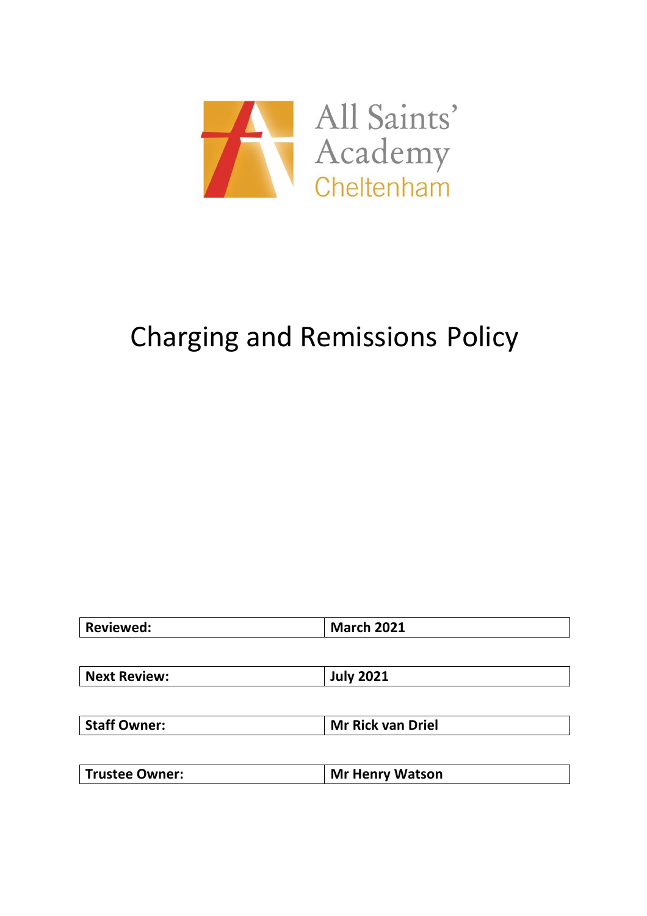All Saints' Academy Cheltenham

# Charging and Remissions Policy

| **Reviewed:** | **March 2021** |
|---|---|
| **Next Review:** | **July 2021** |
| **Staff Owner:** | **Mr Rick van Driel** |
| **Trustee Owner:** | **Mr Henry Watson** |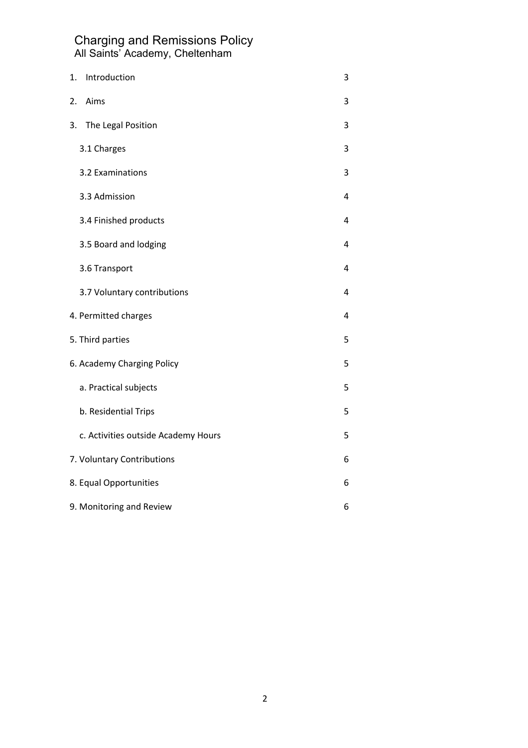# Charging and Remissions Policy

## All Saints' Academy, Cheltenham

| | |
|---|---|
| 1. Introduction | 3 |
| 2. Aims | 3 |
| 3. The Legal Position | 3 |
| 3.1 Charges | 3 |
| 3.2 Examinations | 3 |
| 3.3 Admission | 4 |
| 3.4 Finished products | 4 |
| 3.5 Board and lodging | 4 |
| 3.6 Transport | 4 |
| 3.7 Voluntary contributions | 4 |
| 4. Permitted charges | 4 |
| 5. Third parties | 5 |
| 6. Academy Charging Policy | 5 |
| a. Practical subjects | 5 |
| b. Residential Trips | 5 |
| c. Activities outside Academy Hours | 5 |
| 7. Voluntary Contributions | 6 |
| 8. Equal Opportunities | 6 |
| 9. Monitoring and Review | 6 |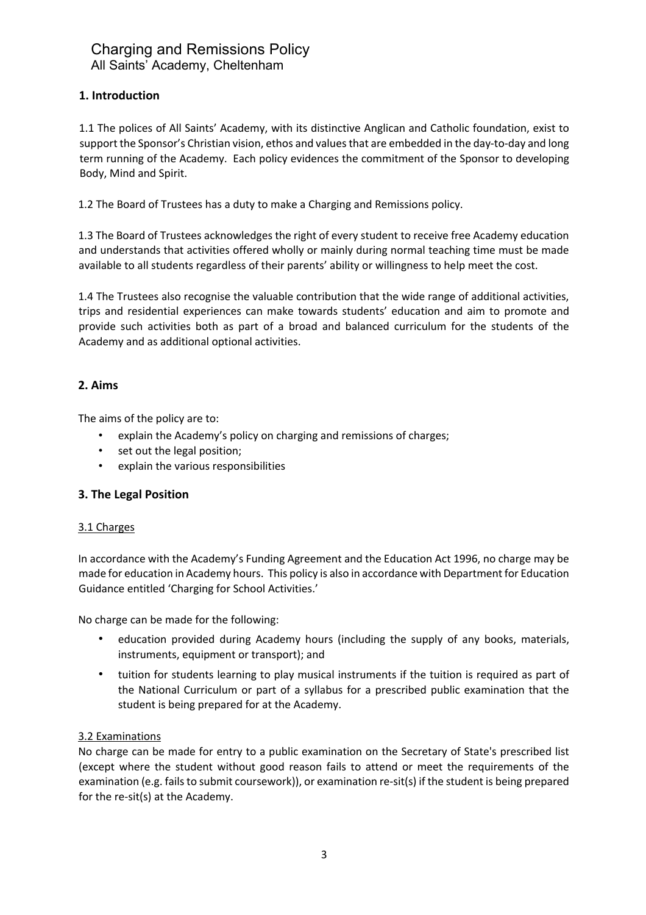Charging and Remissions Policy
All Saints' Academy, Cheltenham

## 1. Introduction

1.1 The polices of All Saints' Academy, with its distinctive Anglican and Catholic foundation, exist to support the Sponsor's Christian vision, ethos and values that are embedded in the day-to-day and long term running of the Academy. Each policy evidences the commitment of the Sponsor to developing Body, Mind and Spirit.

1.2 The Board of Trustees has a duty to make a Charging and Remissions policy.

1.3 The Board of Trustees acknowledges the right of every student to receive free Academy education and understands that activities offered wholly or mainly during normal teaching time must be made available to all students regardless of their parents' ability or willingness to help meet the cost.

1.4 The Trustees also recognise the valuable contribution that the wide range of additional activities, trips and residential experiences can make towards students' education and aim to promote and provide such activities both as part of a broad and balanced curriculum for the students of the Academy and as additional optional activities.

## 2. Aims

The aims of the policy are to:

- explain the Academy's policy on charging and remissions of charges;
- set out the legal position;
- explain the various responsibilities

## 3. The Legal Position

### 3.1 Charges

In accordance with the Academy's Funding Agreement and the Education Act 1996, no charge may be made for education in Academy hours. This policy is also in accordance with Department for Education Guidance entitled 'Charging for School Activities.'

No charge can be made for the following:

- education provided during Academy hours (including the supply of any books, materials, instruments, equipment or transport); and
- tuition for students learning to play musical instruments if the tuition is required as part of the National Curriculum or part of a syllabus for a prescribed public examination that the student is being prepared for at the Academy.

### 3.2 Examinations

No charge can be made for entry to a public examination on the Secretary of State's prescribed list (except where the student without good reason fails to attend or meet the requirements of the examination (e.g. fails to submit coursework)), or examination re-sit(s) if the student is being prepared for the re-sit(s) at the Academy.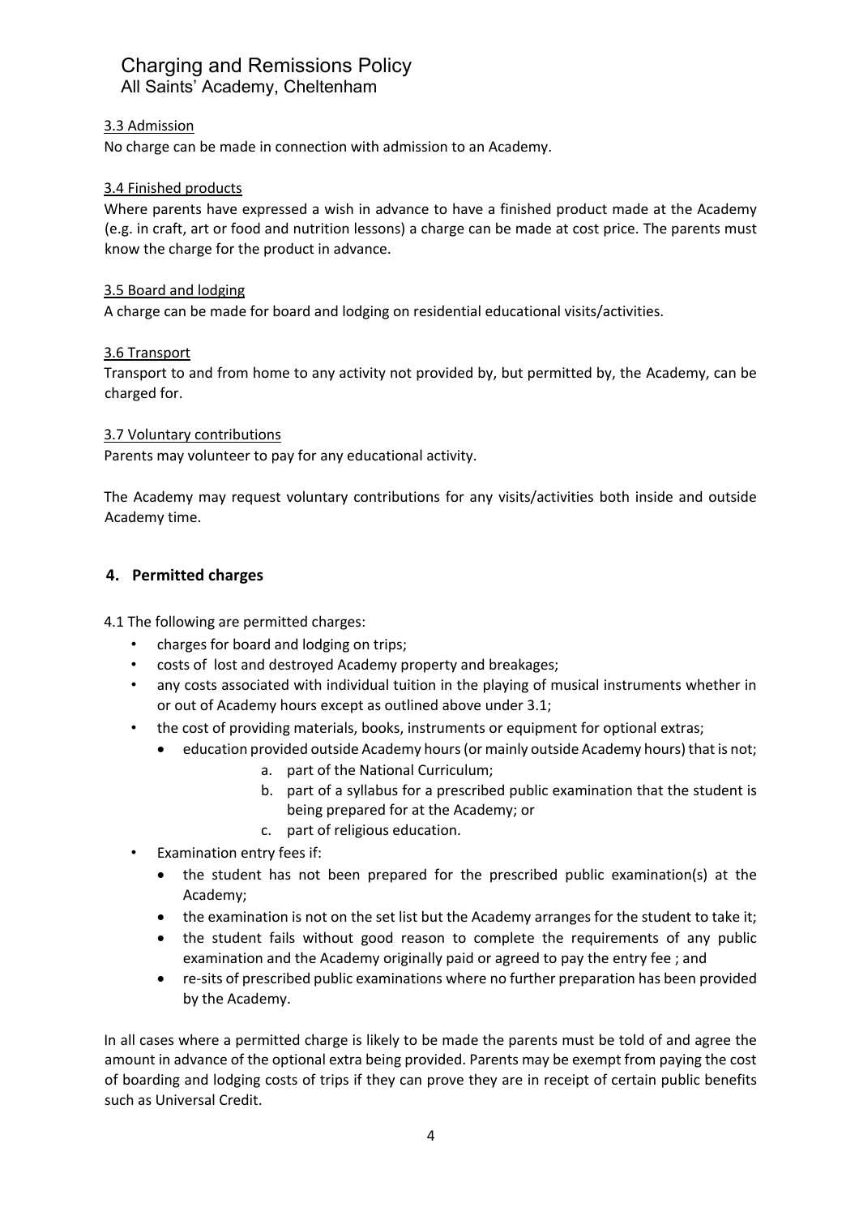### 3.3 Admission

No charge can be made in connection with admission to an Academy.

### 3.4 Finished products

Where parents have expressed a wish in advance to have a finished product made at the Academy (e.g. in craft, art or food and nutrition lessons) a charge can be made at cost price. The parents must know the charge for the product in advance.

### 3.5 Board and lodging

A charge can be made for board and lodging on residential educational visits/activities.

### 3.6 Transport

Transport to and from home to any activity not provided by, but permitted by, the Academy, can be charged for.

### 3.7 Voluntary contributions

Parents may volunteer to pay for any educational activity.

The Academy may request voluntary contributions for any visits/activities both inside and outside Academy time.

## 4. Permitted charges

4.1 The following are permitted charges:

- charges for board and lodging on trips;
- costs of lost and destroyed Academy property and breakages;
- any costs associated with individual tuition in the playing of musical instruments whether in or out of Academy hours except as outlined above under 3.1;
- the cost of providing materials, books, instruments or equipment for optional extras;
  - education provided outside Academy hours (or mainly outside Academy hours) that is not;
    a. part of the National Curriculum;
    b. part of a syllabus for a prescribed public examination that the student is being prepared for at the Academy; or
    c. part of religious education.
- Examination entry fees if:
  - the student has not been prepared for the prescribed public examination(s) at the Academy;
  - the examination is not on the set list but the Academy arranges for the student to take it;
  - the student fails without good reason to complete the requirements of any public examination and the Academy originally paid or agreed to pay the entry fee ; and
  - re-sits of prescribed public examinations where no further preparation has been provided by the Academy.

In all cases where a permitted charge is likely to be made the parents must be told of and agree the amount in advance of the optional extra being provided. Parents may be exempt from paying the cost of boarding and lodging costs of trips if they can prove they are in receipt of certain public benefits such as Universal Credit.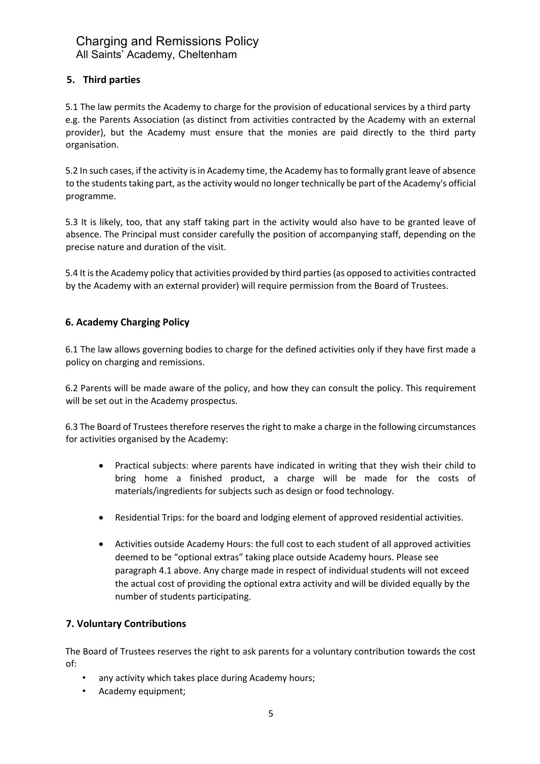## 5. Third parties

5.1 The law permits the Academy to charge for the provision of educational services by a third party e.g. the Parents Association (as distinct from activities contracted by the Academy with an external provider), but the Academy must ensure that the monies are paid directly to the third party organisation.

5.2 In such cases, if the activity is in Academy time, the Academy has to formally grant leave of absence to the students taking part, as the activity would no longer technically be part of the Academy's official programme.

5.3 It is likely, too, that any staff taking part in the activity would also have to be granted leave of absence. The Principal must consider carefully the position of accompanying staff, depending on the precise nature and duration of the visit.

5.4 It is the Academy policy that activities provided by third parties (as opposed to activities contracted by the Academy with an external provider) will require permission from the Board of Trustees.

## 6. Academy Charging Policy

6.1 The law allows governing bodies to charge for the defined activities only if they have first made a policy on charging and remissions.

6.2 Parents will be made aware of the policy, and how they can consult the policy. This requirement will be set out in the Academy prospectus.

6.3 The Board of Trustees therefore reserves the right to make a charge in the following circumstances for activities organised by the Academy:

- Practical subjects: where parents have indicated in writing that they wish their child to bring home a finished product, a charge will be made for the costs of materials/ingredients for subjects such as design or food technology.
- Residential Trips: for the board and lodging element of approved residential activities.
- Activities outside Academy Hours: the full cost to each student of all approved activities deemed to be "optional extras" taking place outside Academy hours. Please see paragraph 4.1 above. Any charge made in respect of individual students will not exceed the actual cost of providing the optional extra activity and will be divided equally by the number of students participating.

## 7. Voluntary Contributions

The Board of Trustees reserves the right to ask parents for a voluntary contribution towards the cost of:

- any activity which takes place during Academy hours;
- Academy equipment;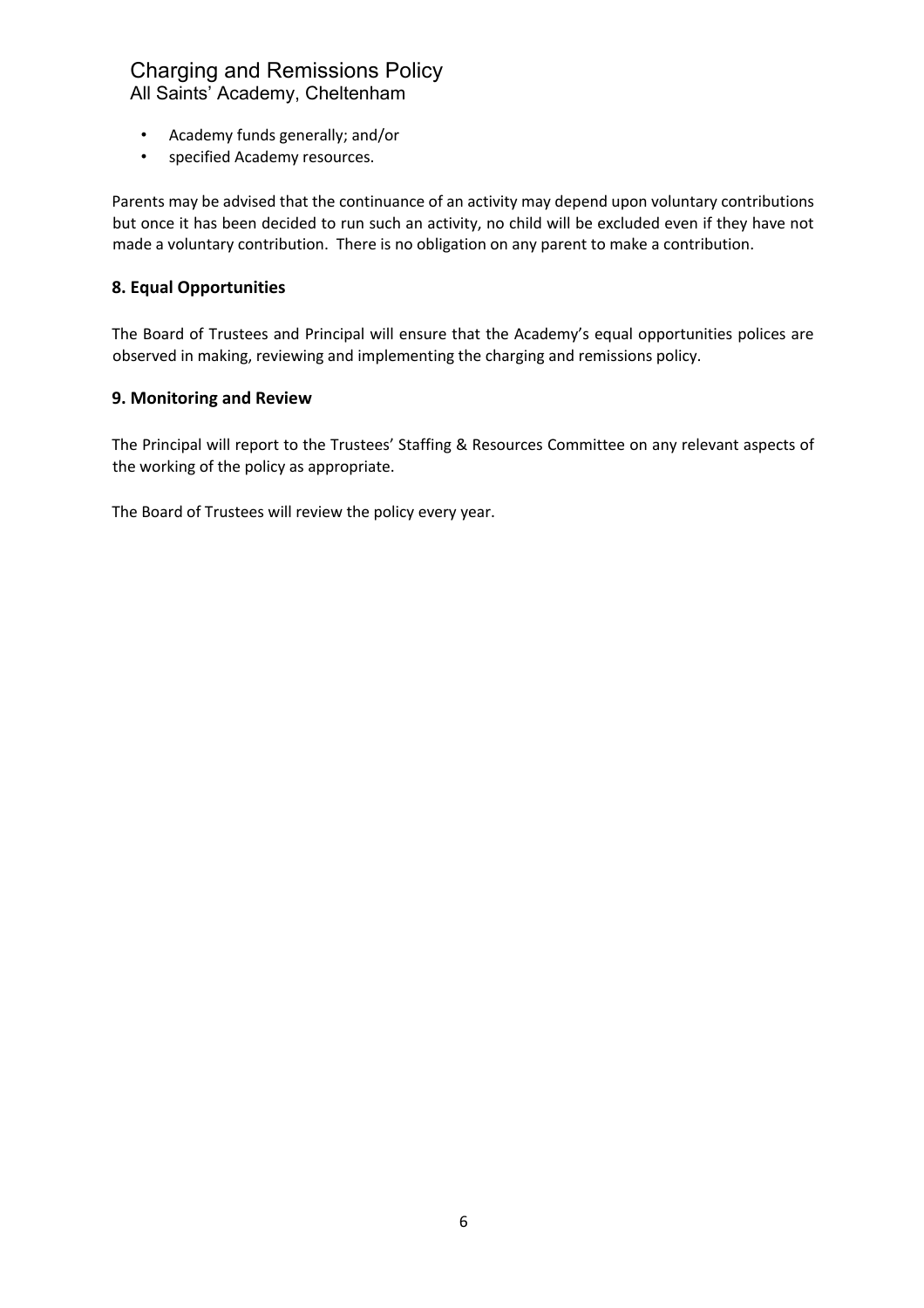- Academy funds generally; and/or
- specified Academy resources.

Parents may be advised that the continuance of an activity may depend upon voluntary contributions but once it has been decided to run such an activity, no child will be excluded even if they have not made a voluntary contribution. There is no obligation on any parent to make a contribution.

## 8. Equal Opportunities

The Board of Trustees and Principal will ensure that the Academy's equal opportunities polices are observed in making, reviewing and implementing the charging and remissions policy.

## 9. Monitoring and Review

The Principal will report to the Trustees' Staffing & Resources Committee on any relevant aspects of the working of the policy as appropriate.

The Board of Trustees will review the policy every year.